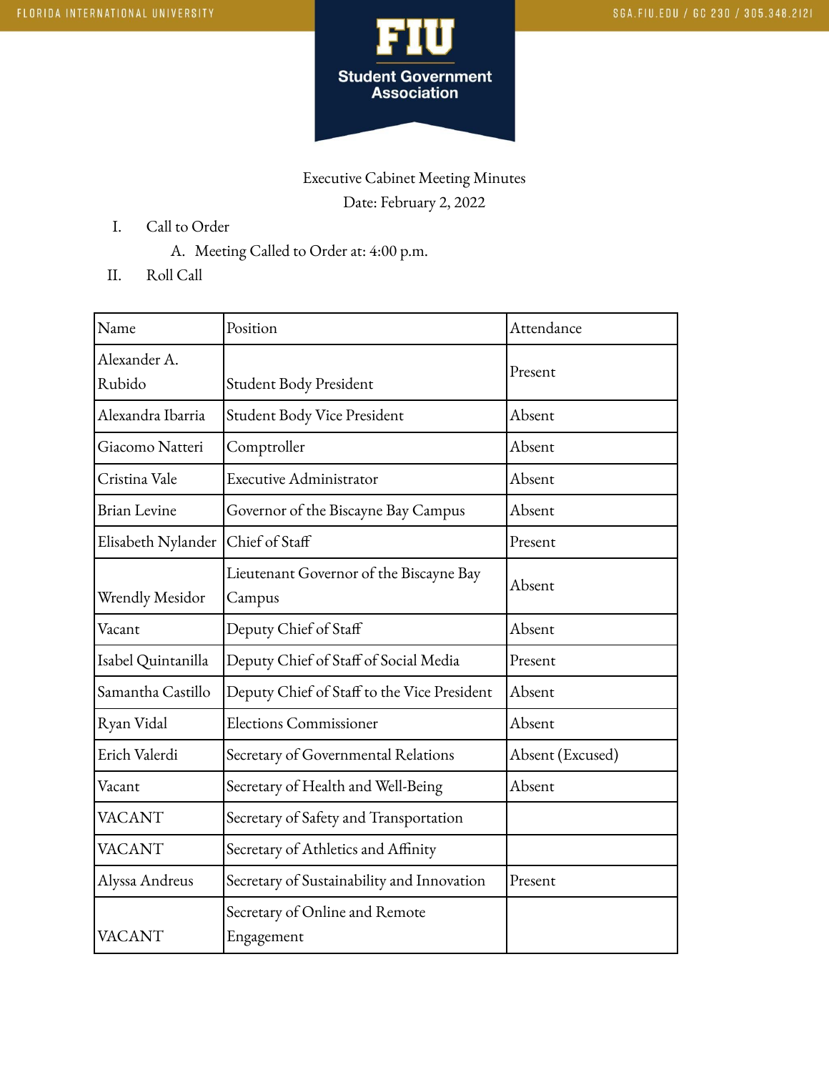# Executive Cabinet Meeting Minutes

Date: February 2, 2022

I. Call to Order

   A. Meeting Called to Order at: 4:00 p.m.

II. Roll Call

| Name | Position | Attendance |
|---|---|---|
| Alexander A. Rubido | Student Body President | Present |
| Alexandra Ibarria | Student Body Vice President | Absent |
| Giacomo Natteri | Comptroller | Absent |
| Cristina Vale | Executive Administrator | Absent |
| Brian Levine | Governor of the Biscayne Bay Campus | Absent |
| Elisabeth Nylander | Chief of Staff | Present |
| Wrendly Mesidor | Lieutenant Governor of the Biscayne Bay Campus | Absent |
| Vacant | Deputy Chief of Staff | Absent |
| Isabel Quintanilla | Deputy Chief of Staff of Social Media | Present |
| Samantha Castillo | Deputy Chief of Staff to the Vice President | Absent |
| Ryan Vidal | Elections Commissioner | Absent |
| Erich Valerdi | Secretary of Governmental Relations | Absent (Excused) |
| Vacant | Secretary of Health and Well-Being | Absent |
| VACANT | Secretary of Safety and Transportation | |
| VACANT | Secretary of Athletics and Affinity | |
| Alyssa Andreus | Secretary of Sustainability and Innovation | Present |
| VACANT | Secretary of Online and Remote Engagement | |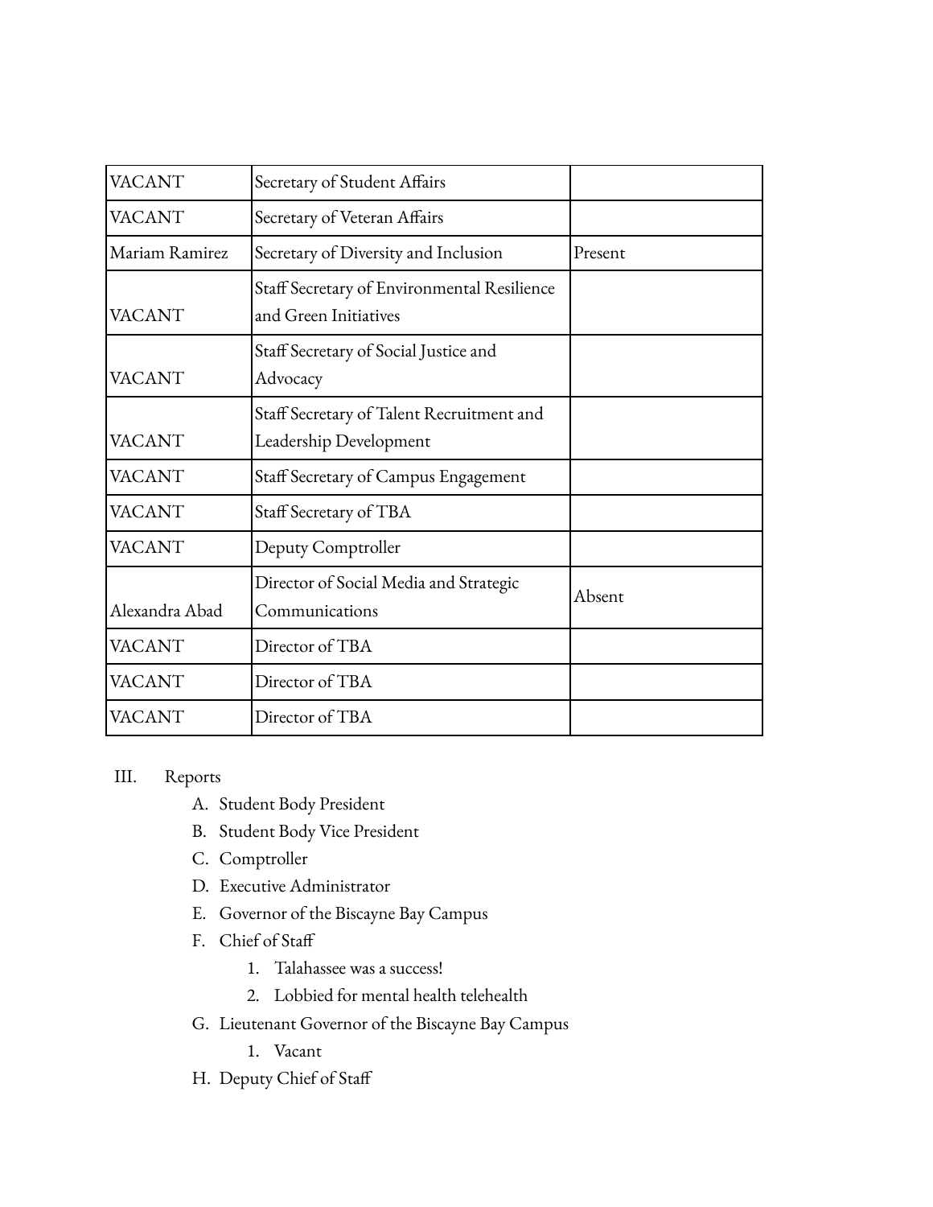| VACANT | Secretary of Student Affairs | |
|---|---|---|
| VACANT | Secretary of Veteran Affairs | |
| Mariam Ramirez | Secretary of Diversity and Inclusion | Present |
| VACANT | Staff Secretary of Environmental Resilience and Green Initiatives | |
| VACANT | Staff Secretary of Social Justice and Advocacy | |
| VACANT | Staff Secretary of Talent Recruitment and Leadership Development | |
| VACANT | Staff Secretary of Campus Engagement | |
| VACANT | Staff Secretary of TBA | |
| VACANT | Deputy Comptroller | |
| Alexandra Abad | Director of Social Media and Strategic Communications | Absent |
| VACANT | Director of TBA | |
| VACANT | Director of TBA | |
| VACANT | Director of TBA | |

III. Reports

A. Student Body President

B. Student Body Vice President

C. Comptroller

D. Executive Administrator

E. Governor of the Biscayne Bay Campus

F. Chief of Staff

1. Talahassee was a success!
2. Lobbied for mental health telehealth

G. Lieutenant Governor of the Biscayne Bay Campus

1. Vacant

H. Deputy Chief of Staff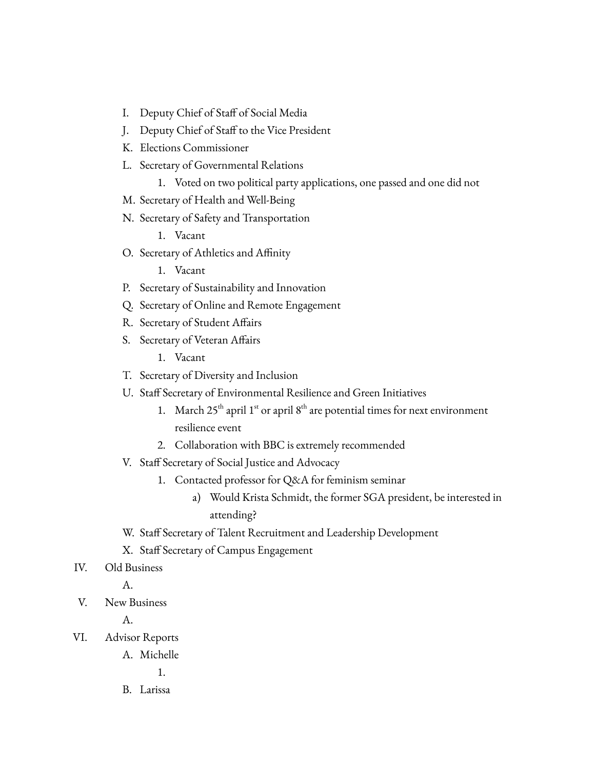I. Deputy Chief of Staff of Social Media

J. Deputy Chief of Staff to the Vice President

K. Elections Commissioner

L. Secretary of Governmental Relations
    1. Voted on two political party applications, one passed and one did not

M. Secretary of Health and Well-Being

N. Secretary of Safety and Transportation
    1. Vacant

O. Secretary of Athletics and Affinity
    1. Vacant

P. Secretary of Sustainability and Innovation

Q. Secretary of Online and Remote Engagement

R. Secretary of Student Affairs

S. Secretary of Veteran Affairs
    1. Vacant

T. Secretary of Diversity and Inclusion

U. Staff Secretary of Environmental Resilience and Green Initiatives
    1. March 25th april 1st or april 8th are potential times for next environment resilience event
    2. Collaboration with BBC is extremely recommended

V. Staff Secretary of Social Justice and Advocacy
    1. Contacted professor for Q&A for feminism seminar
        a) Would Krista Schmidt, the former SGA president, be interested in attending?

W. Staff Secretary of Talent Recruitment and Leadership Development

X. Staff Secretary of Campus Engagement

IV. Old Business

    A.

V. New Business

    A.

VI. Advisor Reports

    A. Michelle
        1.

    B. Larissa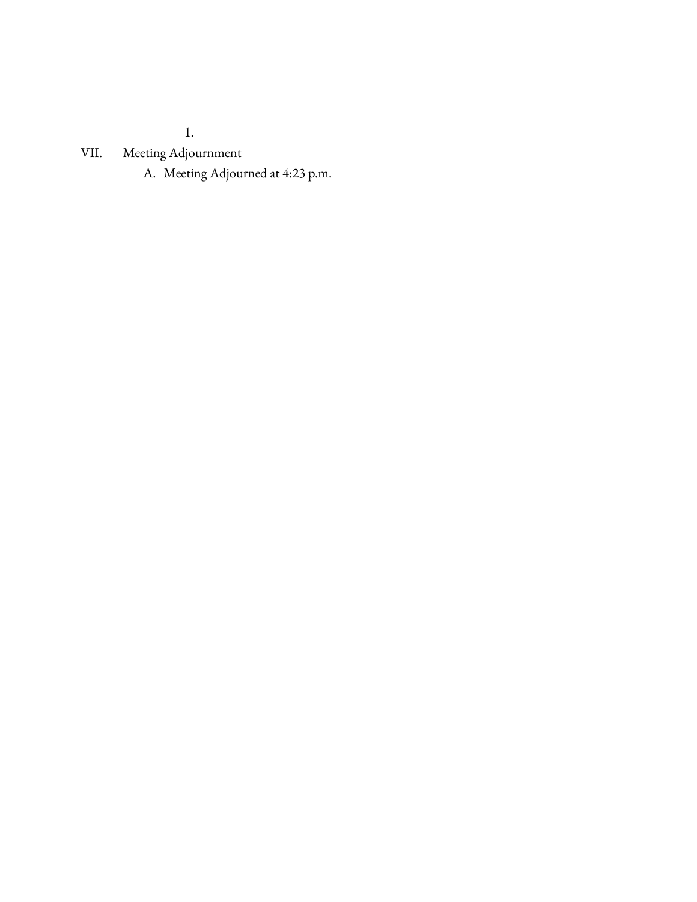1.

VII. Meeting Adjournment

A. Meeting Adjourned at 4:23 p.m.